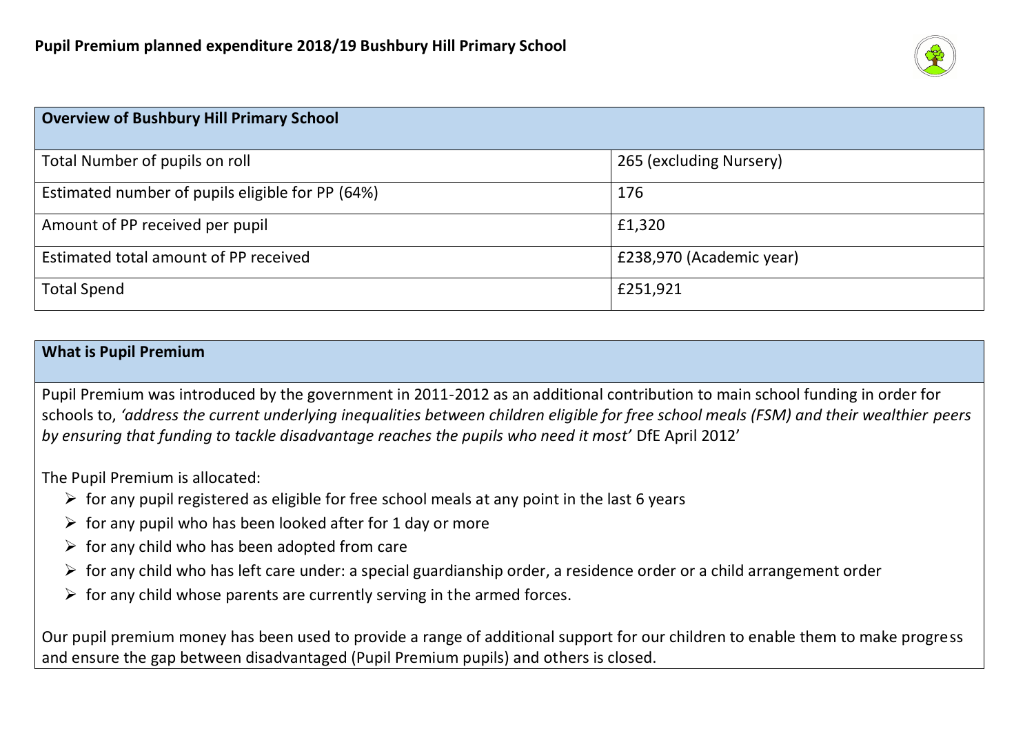# Pupil Premium planned expenditure 2018/19 Bushbury Hill Primary School

| Overview of Bushbury Hill Primary School | |
|---|---|
| Total Number of pupils on roll | 265 (excluding Nursery) |
| Estimated number of pupils eligible for PP (64%) | 176 |
| Amount of PP received per pupil | £1,320 |
| Estimated total amount of PP received | £238,970 (Academic year) |
| Total Spend | £251,921 |

## What is Pupil Premium

Pupil Premium was introduced by the government in 2011-2012 as an additional contribution to main school funding in order for schools to, *'address the current underlying inequalities between children eligible for free school meals (FSM) and their wealthier peers by ensuring that funding to tackle disadvantage reaches the pupils who need it most'* DfE April 2012'

The Pupil Premium is allocated:

- for any pupil registered as eligible for free school meals at any point in the last 6 years
- for any pupil who has been looked after for 1 day or more
- for any child who has been adopted from care
- for any child who has left care under: a special guardianship order, a residence order or a child arrangement order
- for any child whose parents are currently serving in the armed forces.

Our pupil premium money has been used to provide a range of additional support for our children to enable them to make progress and ensure the gap between disadvantaged (Pupil Premium pupils) and others is closed.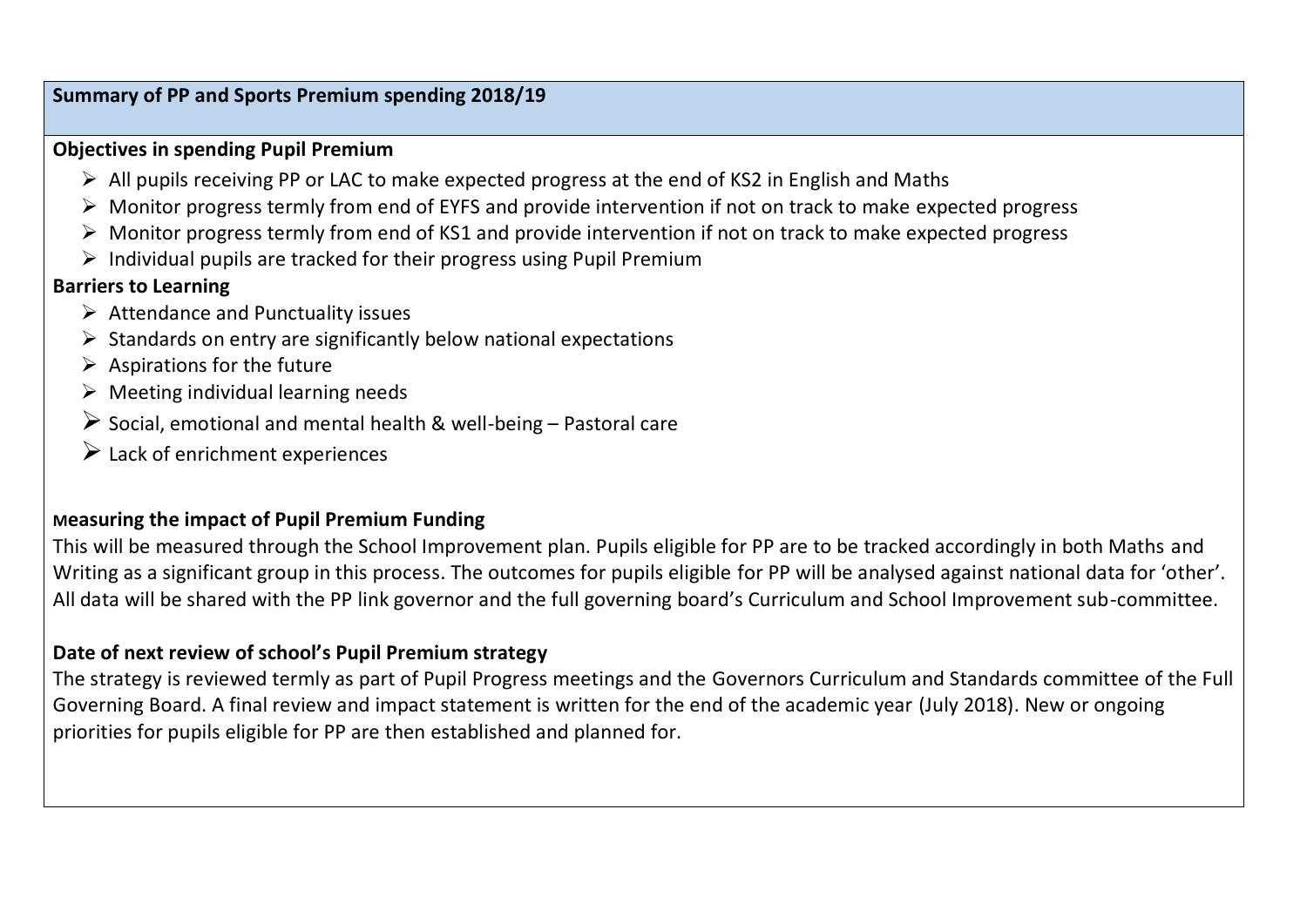## Summary of PP and Sports Premium spending 2018/19

**Objectives in spending Pupil Premium**

- All pupils receiving PP or LAC to make expected progress at the end of KS2 in English and Maths
- Monitor progress termly from end of EYFS and provide intervention if not on track to make expected progress
- Monitor progress termly from end of KS1 and provide intervention if not on track to make expected progress
- Individual pupils are tracked for their progress using Pupil Premium

**Barriers to Learning**

- Attendance and Punctuality issues
- Standards on entry are significantly below national expectations
- Aspirations for the future
- Meeting individual learning needs
- Social, emotional and mental health & well-being – Pastoral care
- Lack of enrichment experiences

**Measuring the impact of Pupil Premium Funding**

This will be measured through the School Improvement plan. Pupils eligible for PP are to be tracked accordingly in both Maths and Writing as a significant group in this process. The outcomes for pupils eligible for PP will be analysed against national data for 'other'. All data will be shared with the PP link governor and the full governing board's Curriculum and School Improvement sub-committee.

**Date of next review of school's Pupil Premium strategy**

The strategy is reviewed termly as part of Pupil Progress meetings and the Governors Curriculum and Standards committee of the Full Governing Board. A final review and impact statement is written for the end of the academic year (July 2018). New or ongoing priorities for pupils eligible for PP are then established and planned for.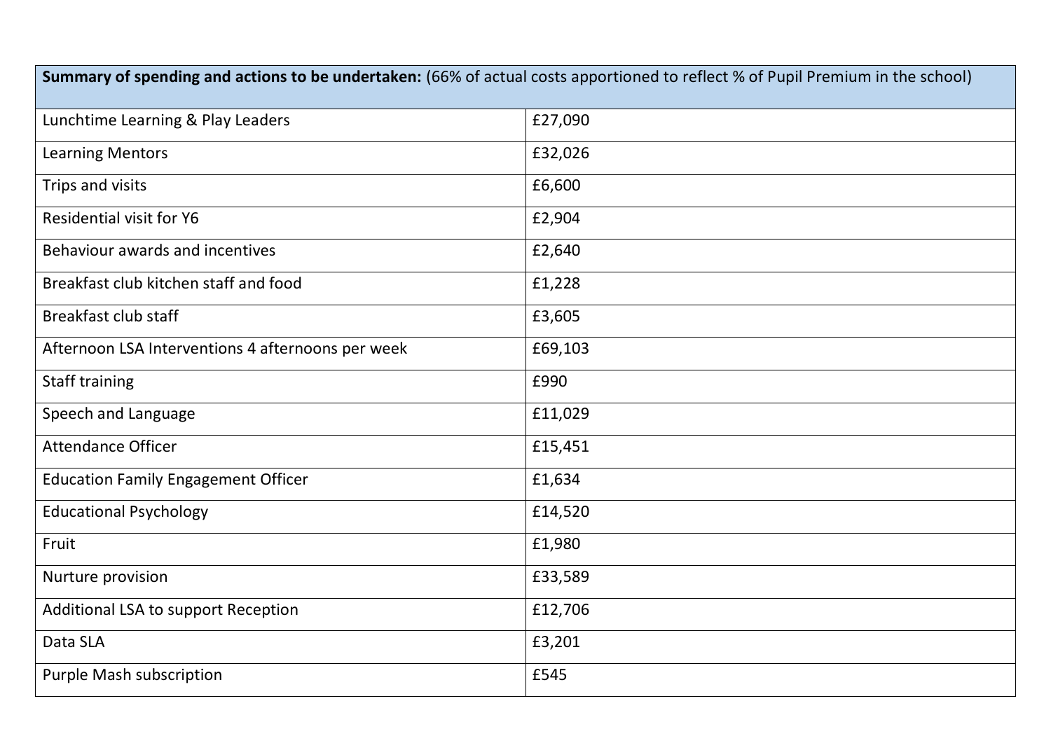| **Summary of spending and actions to be undertaken:** (66% of actual costs apportioned to reflect % of Pupil Premium in the school) | |
|---|---|
| Lunchtime Learning & Play Leaders | £27,090 |
| Learning Mentors | £32,026 |
| Trips and visits | £6,600 |
| Residential visit for Y6 | £2,904 |
| Behaviour awards and incentives | £2,640 |
| Breakfast club kitchen staff and food | £1,228 |
| Breakfast club staff | £3,605 |
| Afternoon LSA Interventions 4 afternoons per week | £69,103 |
| Staff training | £990 |
| Speech and Language | £11,029 |
| Attendance Officer | £15,451 |
| Education Family Engagement Officer | £1,634 |
| Educational Psychology | £14,520 |
| Fruit | £1,980 |
| Nurture provision | £33,589 |
| Additional LSA to support Reception | £12,706 |
| Data SLA | £3,201 |
| Purple Mash subscription | £545 |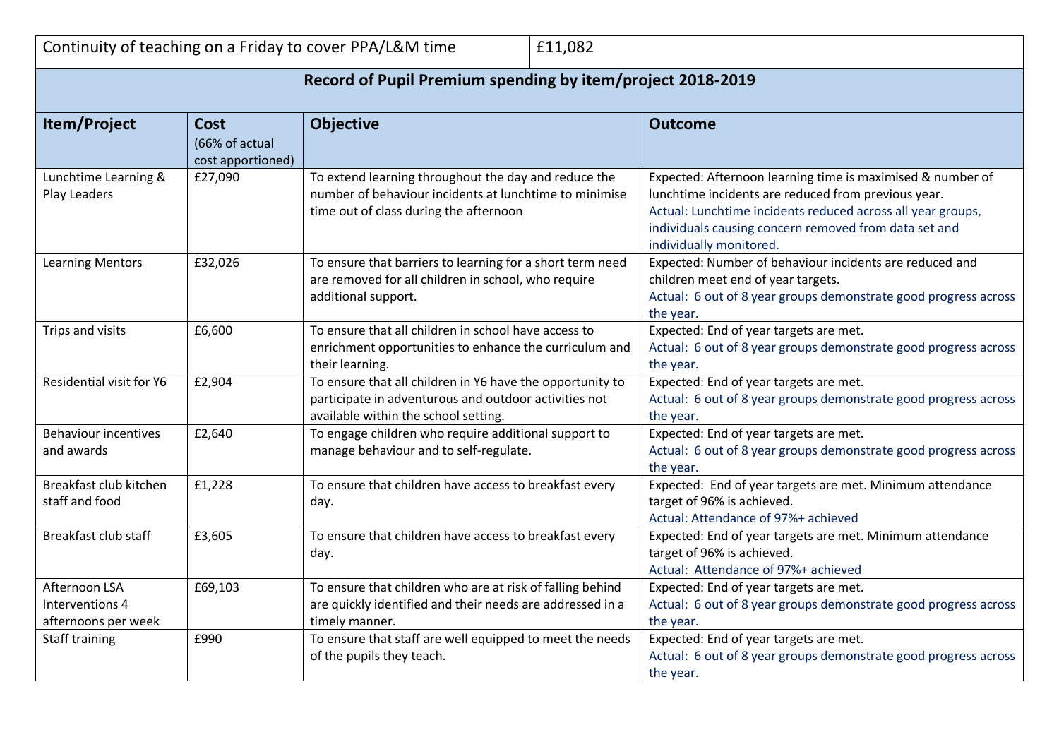| Continuity of teaching on a Friday to cover PPA/L&M time | £11,082 |
|---|---|

## Record of Pupil Premium spending by item/project 2018-2019

| Item/Project | Cost (66% of actual cost apportioned) | Objective | Outcome |
|---|---|---|---|
| Lunchtime Learning & Play Leaders | £27,090 | To extend learning throughout the day and reduce the number of behaviour incidents at lunchtime to minimise time out of class during the afternoon | Expected: Afternoon learning time is maximised & number of lunchtime incidents are reduced from previous year.<br>Actual: Lunchtime incidents reduced across all year groups, individuals causing concern removed from data set and individually monitored. |
| Learning Mentors | £32,026 | To ensure that barriers to learning for a short term need are removed for all children in school, who require additional support. | Expected: Number of behaviour incidents are reduced and children meet end of year targets.<br>Actual: 6 out of 8 year groups demonstrate good progress across the year. |
| Trips and visits | £6,600 | To ensure that all children in school have access to enrichment opportunities to enhance the curriculum and their learning. | Expected: End of year targets are met.<br>Actual: 6 out of 8 year groups demonstrate good progress across the year. |
| Residential visit for Y6 | £2,904 | To ensure that all children in Y6 have the opportunity to participate in adventurous and outdoor activities not available within the school setting. | Expected: End of year targets are met.<br>Actual: 6 out of 8 year groups demonstrate good progress across the year. |
| Behaviour incentives and awards | £2,640 | To engage children who require additional support to manage behaviour and to self-regulate. | Expected: End of year targets are met.<br>Actual: 6 out of 8 year groups demonstrate good progress across the year. |
| Breakfast club kitchen staff and food | £1,228 | To ensure that children have access to breakfast every day. | Expected: End of year targets are met. Minimum attendance target of 96% is achieved.<br>Actual: Attendance of 97%+ achieved |
| Breakfast club staff | £3,605 | To ensure that children have access to breakfast every day. | Expected: End of year targets are met. Minimum attendance target of 96% is achieved.<br>Actual: Attendance of 97%+ achieved |
| Afternoon LSA Interventions 4 afternoons per week | £69,103 | To ensure that children who are at risk of falling behind are quickly identified and their needs are addressed in a timely manner. | Expected: End of year targets are met.<br>Actual: 6 out of 8 year groups demonstrate good progress across the year. |
| Staff training | £990 | To ensure that staff are well equipped to meet the needs of the pupils they teach. | Expected: End of year targets are met.<br>Actual: 6 out of 8 year groups demonstrate good progress across the year. |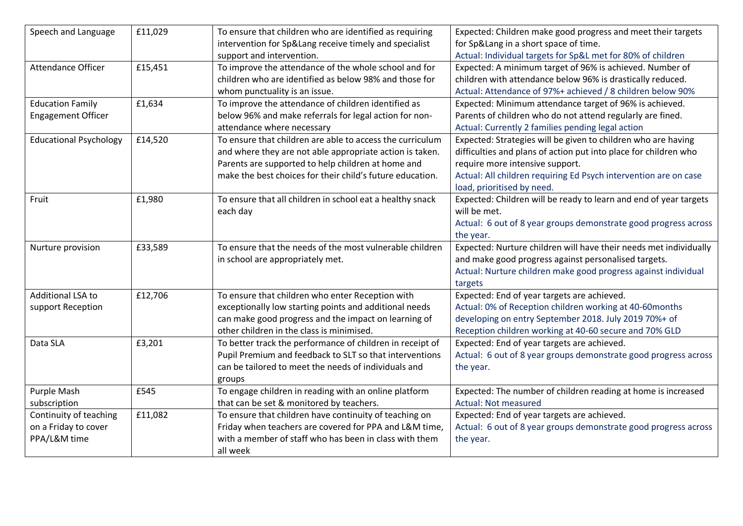| Speech and Language | £11,029 | To ensure that children who are identified as requiring intervention for Sp&Lang receive timely and specialist support and intervention. | Expected: Children make good progress and meet their targets for Sp&Lang in a short space of time.<br>Actual: Individual targets for Sp&L met for 80% of children |
|---|---|---|---|
| Attendance Officer | £15,451 | To improve the attendance of the whole school and for children who are identified as below 98% and those for whom punctuality is an issue. | Expected: A minimum target of 96% is achieved. Number of children with attendance below 96% is drastically reduced.<br>Actual: Attendance of 97%+ achieved / 8 children below 90% |
| Education Family Engagement Officer | £1,634 | To improve the attendance of children identified as below 96% and make referrals for legal action for non-attendance where necessary | Expected: Minimum attendance target of 96% is achieved. Parents of children who do not attend regularly are fined.<br>Actual: Currently 2 families pending legal action |
| Educational Psychology | £14,520 | To ensure that children are able to access the curriculum and where they are not able appropriate action is taken. Parents are supported to help children at home and make the best choices for their child's future education. | Expected: Strategies will be given to children who are having difficulties and plans of action put into place for children who require more intensive support.<br>Actual: All children requiring Ed Psych intervention are on case load, prioritised by need. |
| Fruit | £1,980 | To ensure that all children in school eat a healthy snack each day | Expected: Children will be ready to learn and end of year targets will be met.<br>Actual: 6 out of 8 year groups demonstrate good progress across the year. |
| Nurture provision | £33,589 | To ensure that the needs of the most vulnerable children in school are appropriately met. | Expected: Nurture children will have their needs met individually and make good progress against personalised targets.<br>Actual: Nurture children make good progress against individual targets |
| Additional LSA to support Reception | £12,706 | To ensure that children who enter Reception with exceptionally low starting points and additional needs can make good progress and the impact on learning of other children in the class is minimised. | Expected: End of year targets are achieved.<br>Actual: 0% of Reception children working at 40-60months developing on entry September 2018. July 2019 70%+ of Reception children working at 40-60 secure and 70% GLD |
| Data SLA | £3,201 | To better track the performance of children in receipt of Pupil Premium and feedback to SLT so that interventions can be tailored to meet the needs of individuals and groups | Expected: End of year targets are achieved.<br>Actual: 6 out of 8 year groups demonstrate good progress across the year. |
| Purple Mash subscription | £545 | To engage children in reading with an online platform that can be set & monitored by teachers. | Expected: The number of children reading at home is increased<br>Actual: Not measured |
| Continuity of teaching on a Friday to cover PPA/L&M time | £11,082 | To ensure that children have continuity of teaching on Friday when teachers are covered for PPA and L&M time, with a member of staff who has been in class with them all week | Expected: End of year targets are achieved.<br>Actual: 6 out of 8 year groups demonstrate good progress across the year. |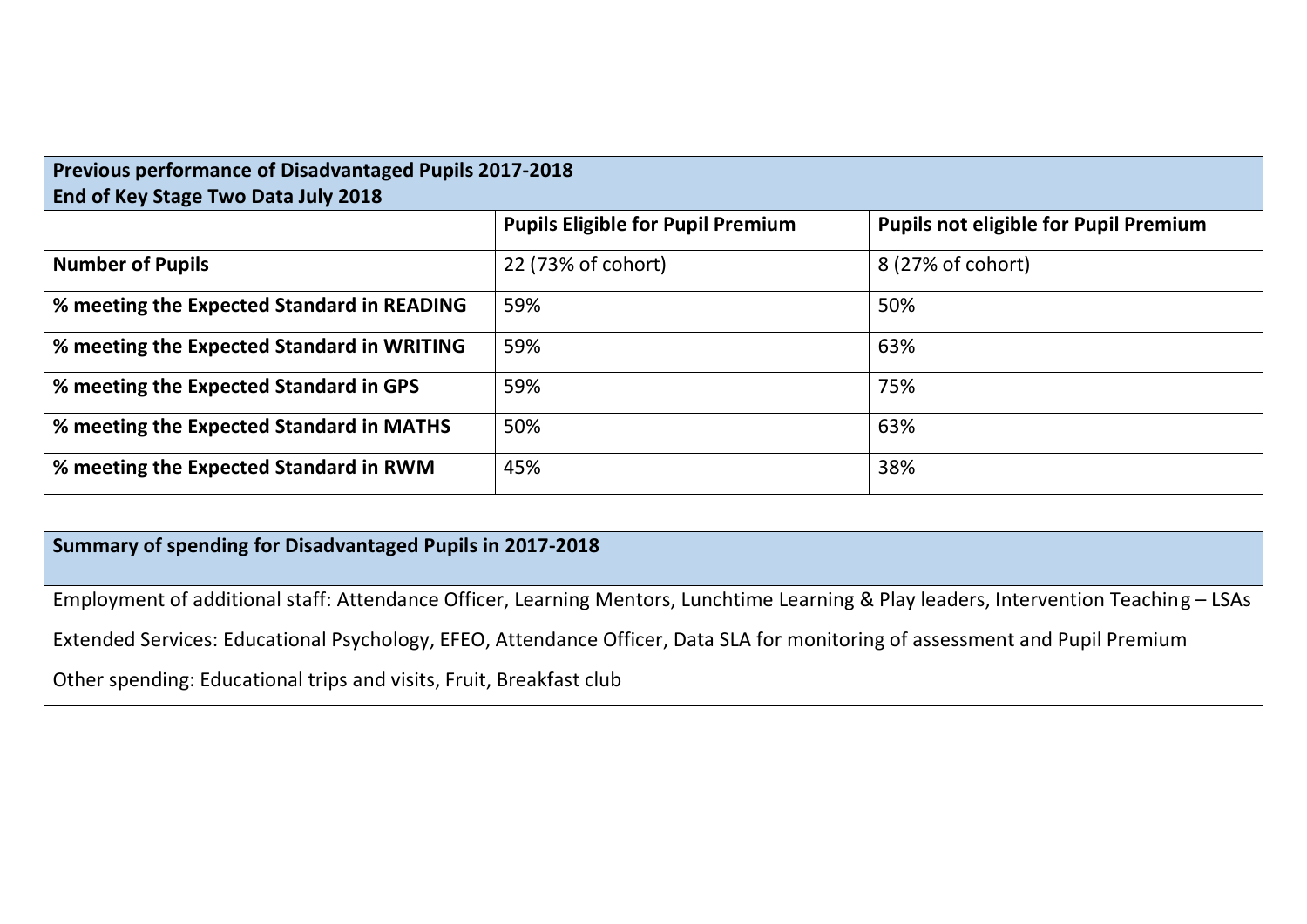| Previous performance of Disadvantaged Pupils 2017-2018<br>End of Key Stage Two Data July 2018 | | |
|---|---|---|
| | **Pupils Eligible for Pupil Premium** | **Pupils not eligible for Pupil Premium** |
| **Number of Pupils** | 22 (73% of cohort) | 8 (27% of cohort) |
| **% meeting the Expected Standard in READING** | 59% | 50% |
| **% meeting the Expected Standard in WRITING** | 59% | 63% |
| **% meeting the Expected Standard in GPS** | 59% | 75% |
| **% meeting the Expected Standard in MATHS** | 50% | 63% |
| **% meeting the Expected Standard in RWM** | 45% | 38% |

| Summary of spending for Disadvantaged Pupils in 2017-2018 |
|---|
| Employment of additional staff: Attendance Officer, Learning Mentors, Lunchtime Learning & Play leaders, Intervention Teaching – LSAs |
| Extended Services: Educational Psychology, EFEO, Attendance Officer, Data SLA for monitoring of assessment and Pupil Premium |
| Other spending: Educational trips and visits, Fruit, Breakfast club |